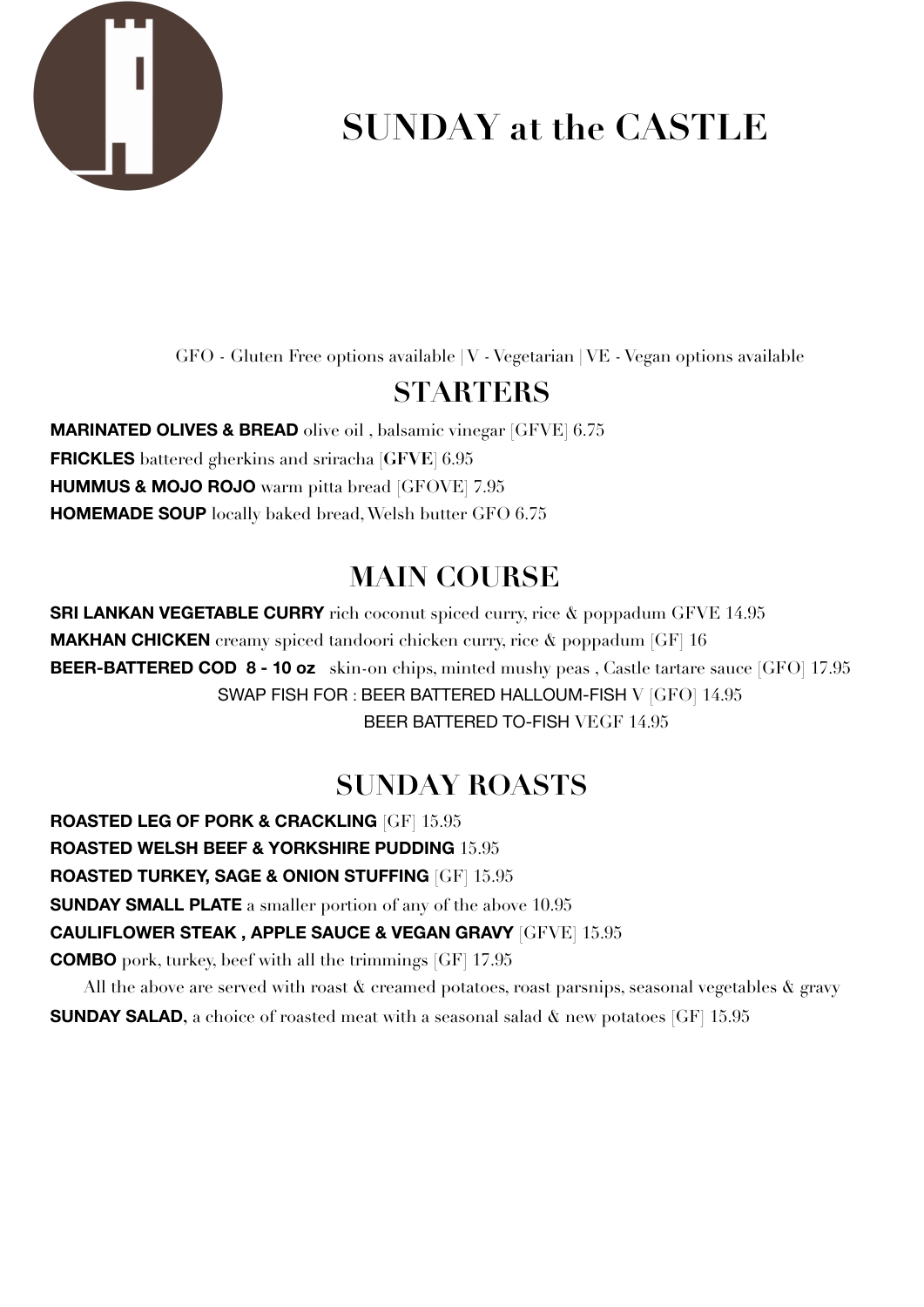# SUNDAY at the CASTLE

GFO - Gluten Free options available | V - Vegetarian | VE - Vegan options available

## STARTERS

**MARINATED OLIVES & BREAD** olive oil , balsamic vinegar [GFVE] 6.75

**FRICKLES** battered gherkins and sriracha [**GFVE**] 6.95

**HUMMUS & MOJO ROJO** warm pitta bread [GFOVE] 7.95

**HOMEMADE SOUP** locally baked bread, Welsh butter GFO 6.75

## MAIN COURSE

**SRI LANKAN VEGETABLE CURRY** rich coconut spiced curry, rice & poppadum GFVE 14.95

**MAKHAN CHICKEN** creamy spiced tandoori chicken curry, rice & poppadum [GF] 16

**BEER-BATTERED COD 8 - 10 oz** skin-on chips, minted mushy peas , Castle tartare sauce [GFO] 17.95

SWAP FISH FOR : BEER BATTERED HALLOUM-FISH V [GFO] 14.95

BEER BATTERED TO-FISH VEGF 14.95

## SUNDAY ROASTS

**ROASTED LEG OF PORK & CRACKLING** [GF] 15.95

**ROASTED WELSH BEEF & YORKSHIRE PUDDING** 15.95

**ROASTED TURKEY, SAGE & ONION STUFFING** [GF] 15.95

**SUNDAY SMALL PLATE** a smaller portion of any of the above 10.95

**CAULIFLOWER STEAK , APPLE SAUCE & VEGAN GRAVY** [GFVE] 15.95

**COMBO** pork, turkey, beef with all the trimmings [GF] 17.95

All the above are served with roast & creamed potatoes, roast parsnips, seasonal vegetables & gravy

**SUNDAY SALAD,** a choice of roasted meat with a seasonal salad & new potatoes [GF] 15.95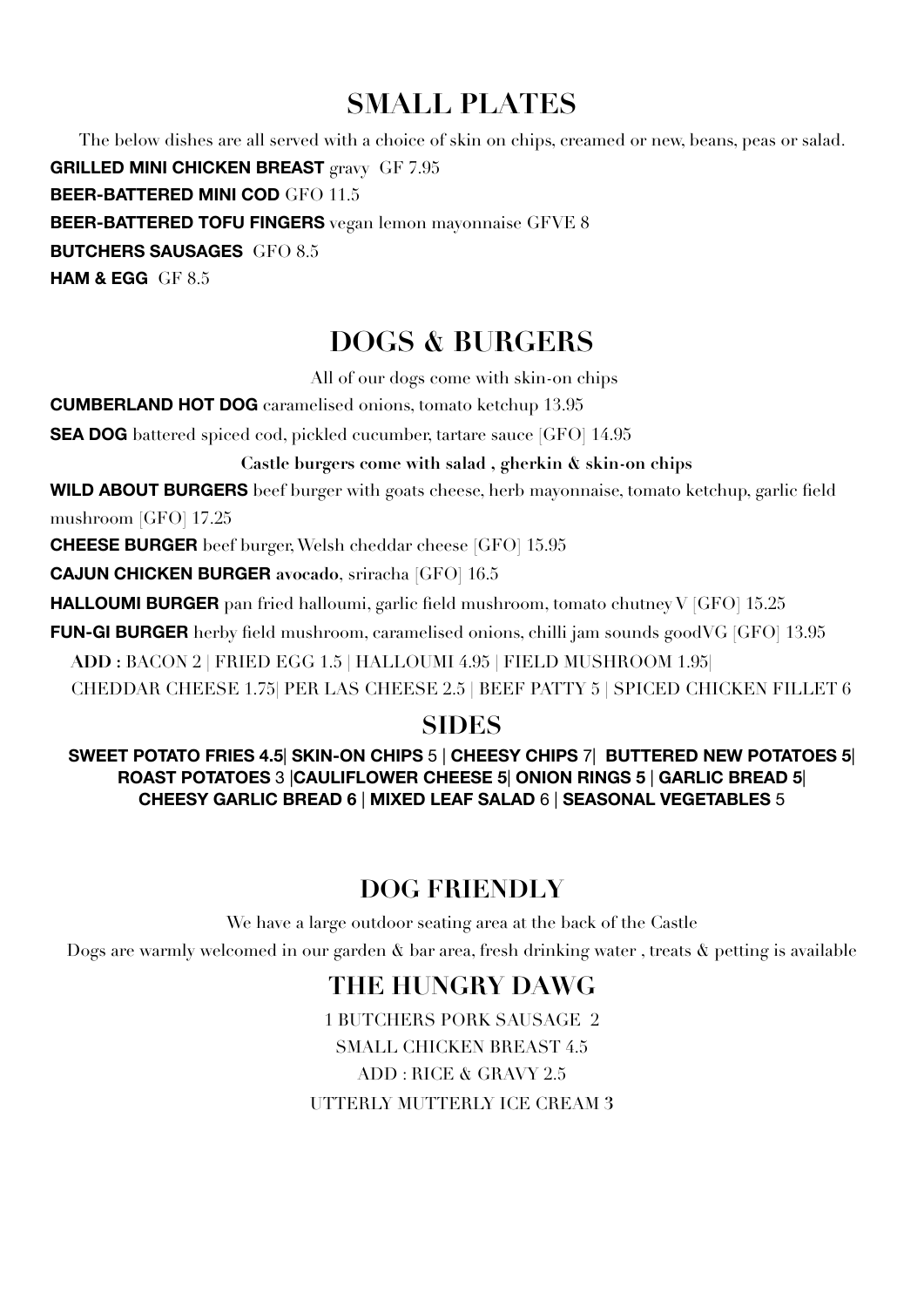## SMALL PLATES

The below dishes are all served with a choice of skin on chips, creamed or new, beans, peas or salad.

**GRILLED MINI CHICKEN BREAST** gravy GF 7.95

**BEER-BATTERED MINI COD** GFO 11.5

**BEER-BATTERED TOFU FINGERS** vegan lemon mayonnaise GFVE 8

**BUTCHERS SAUSAGES** GFO 8.5

**HAM & EGG** GF 8.5

## DOGS & BURGERS

All of our dogs come with skin-on chips

**CUMBERLAND HOT DOG** caramelised onions, tomato ketchup 13.95

**SEA DOG** battered spiced cod, pickled cucumber, tartare sauce [GFO] 14.95

**Castle burgers come with salad , gherkin & skin-on chips**

**WILD ABOUT BURGERS** beef burger with goats cheese, herb mayonnaise, tomato ketchup, garlic field mushroom [GFO] 17.25

**CHEESE BURGER** beef burger, Welsh cheddar cheese [GFO] 15.95

**CAJUN CHICKEN BURGER** **avocado**, sriracha [GFO] 16.5

**HALLOUMI BURGER** pan fried halloumi, garlic field mushroom, tomato chutney V [GFO] 15.25

**FUN-GI BURGER** herby field mushroom, caramelised onions, chilli jam sounds goodVG [GFO] 13.95

**ADD :** BACON 2 | FRIED EGG 1.5 | HALLOUMI 4.95 | FIELD MUSHROOM 1.95| CHEDDAR CHEESE 1.75| PER LAS CHEESE 2.5 | BEEF PATTY 5 | SPICED CHICKEN FILLET 6

## SIDES

**SWEET POTATO FRIES 4.5| SKIN-ON CHIPS** 5 | **CHEESY CHIPS** 7| **BUTTERED NEW POTATOES 5| ROAST POTATOES** 3 |**CAULIFLOWER CHEESE 5| ONION RINGS 5 | GARLIC BREAD 5| CHEESY GARLIC BREAD 6 | MIXED LEAF SALAD** 6 | **SEASONAL VEGETABLES** 5

## DOG FRIENDLY

We have a large outdoor seating area at the back of the Castle

Dogs are warmly welcomed in our garden & bar area, fresh drinking water , treats & petting is available

## THE HUNGRY DAWG

1 BUTCHERS PORK SAUSAGE 2

SMALL CHICKEN BREAST 4.5

ADD : RICE & GRAVY 2.5

UTTERLY MUTTERLY ICE CREAM 3